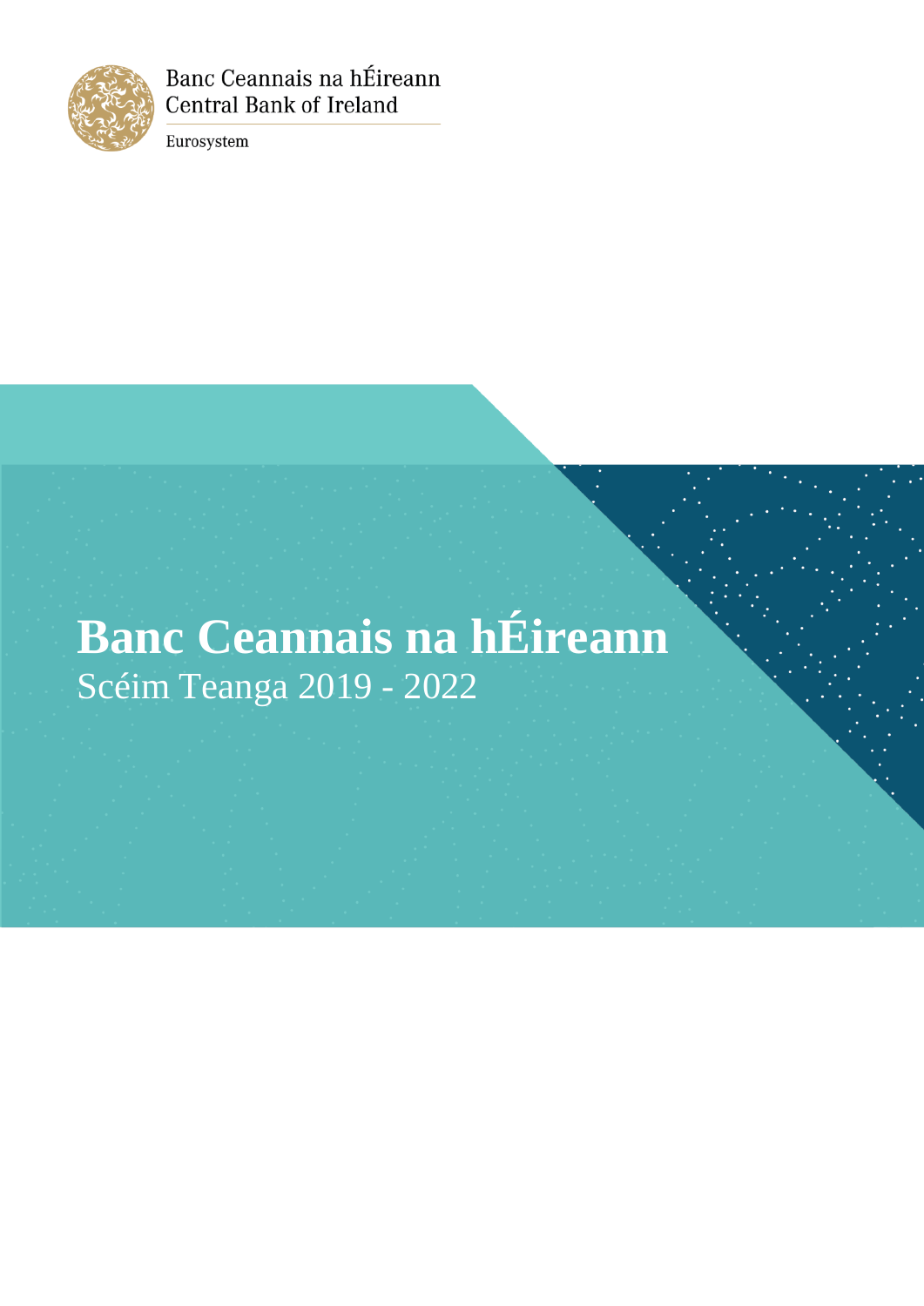Banc Ceannais na hÉireann
Central Bank of Ireland

Eurosystem

# Banc Ceannais na hÉireann

## Scéim Teanga 2019 - 2022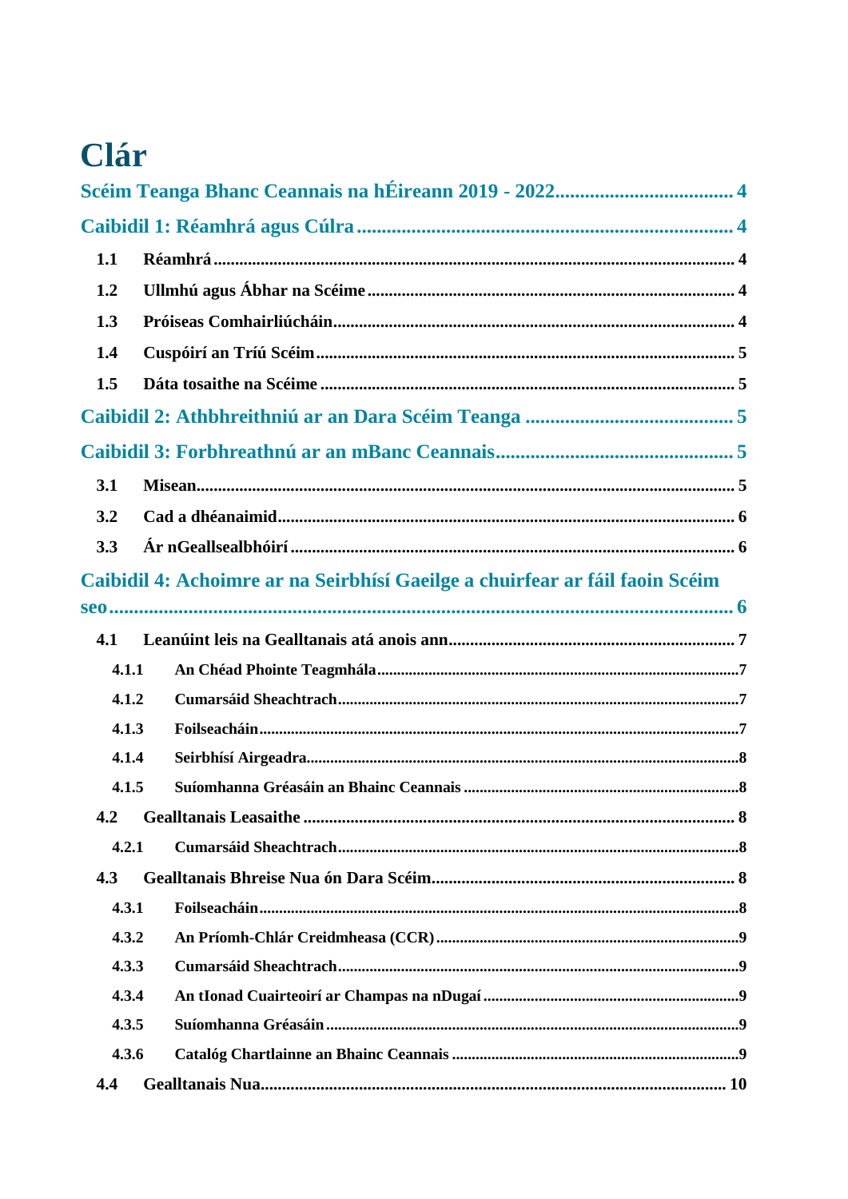# Clár

Scéim Teanga Bhanc Ceannais na hÉireann 2019 - 2022 .................................. 4

Caibidil 1: Réamhrá agus Cúlra .................................. 4

- 1.1 Réamhrá .................................. 4
- 1.2 Ullmhú agus Ábhar na Scéime .................................. 4
- 1.3 Próiseas Comhairliúcháin .................................. 4
- 1.4 Cuspóirí an Tríú Scéim .................................. 5
- 1.5 Dáta tosaithe na Scéime .................................. 5

Caibidil 2: Athbhreithniú ar an Dara Scéim Teanga .................................. 5

Caibidil 3: Forbhreathnú ar an mBanc Ceannais .................................. 5

- 3.1 Misean .................................. 5
- 3.2 Cad a dhéanaimid .................................. 6
- 3.3 Ár nGeallsealbhóirí .................................. 6

Caibidil 4: Achoimre ar na Seirbhísí Gaeilge a chuirfear ar fáil faoin Scéim seo .................................. 6

- 4.1 Leanúint leis na Gealltanais atá anois ann .................................. 7
  - 4.1.1 An Chéad Phointe Teagmhála .................................. 7
  - 4.1.2 Cumarsáid Sheachtrach .................................. 7
  - 4.1.3 Foilseacháin .................................. 7
  - 4.1.4 Seirbhísí Airgeadra .................................. 8
  - 4.1.5 Suíomhanna Gréasáin an Bhainc Ceannais .................................. 8
- 4.2 Gealltanais Leasaithe .................................. 8
  - 4.2.1 Cumarsáid Sheachtrach .................................. 8
- 4.3 Gealltanais Bhreise Nua ón Dara Scéim .................................. 8
  - 4.3.1 Foilseacháin .................................. 8
  - 4.3.2 An Príomh-Chlár Creidmheasa (CCR) .................................. 9
  - 4.3.3 Cumarsáid Sheachtrach .................................. 9
  - 4.3.4 An tIonad Cuairteoirí ar Champas na nDugaí .................................. 9
  - 4.3.5 Suíomhanna Gréasáin .................................. 9
  - 4.3.6 Catalóg Chartlainne an Bhainc Ceannais .................................. 9
- 4.4 Gealltanais Nua .................................. 10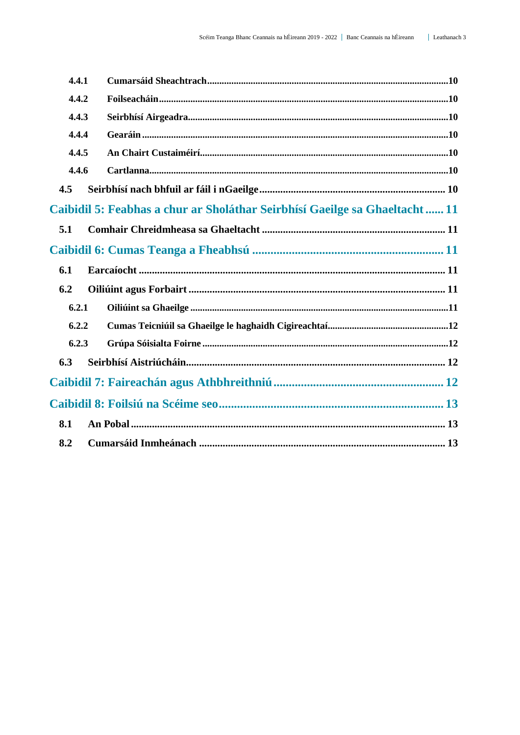**4.4.1 Cumarsáid Sheachtrach** ..... 10

**4.4.2 Foilseacháin** ..... 10

**4.4.3 Seirbhísí Airgeadra** ..... 10

**4.4.4 Gearáin** ..... 10

**4.4.5 An Chairt Custaiméirí** ..... 10

**4.4.6 Cartlanna** ..... 10

**4.5 Seirbhísí nach bhfuil ar fáil i nGaeilge** ..... 10

**Caibidil 5: Feabhas a chur ar Sholáthar Seirbhísí Gaeilge sa Ghaeltacht** ..... 11

**5.1 Comhair Chreidmheasa sa Ghaeltacht** ..... 11

**Caibidil 6: Cumas Teanga a Fheabhsú** ..... 11

**6.1 Earcaíocht** ..... 11

**6.2 Oiliúint agus Forbairt** ..... 11

**6.2.1 Oiliúint sa Ghaeilge** ..... 11

**6.2.2 Cumas Teicniúil sa Ghaeilge le haghaidh Cigireachtaí** ..... 12

**6.2.3 Grúpa Sóisialta Foirne** ..... 12

**6.3 Seirbhísí Aistriúcháin** ..... 12

**Caibidil 7: Faireachán agus Athbhreithniú** ..... 12

**Caibidil 8: Foilsiú na Scéime seo** ..... 13

**8.1 An Pobal** ..... 13

**8.2 Cumarsáid Inmheánach** ..... 13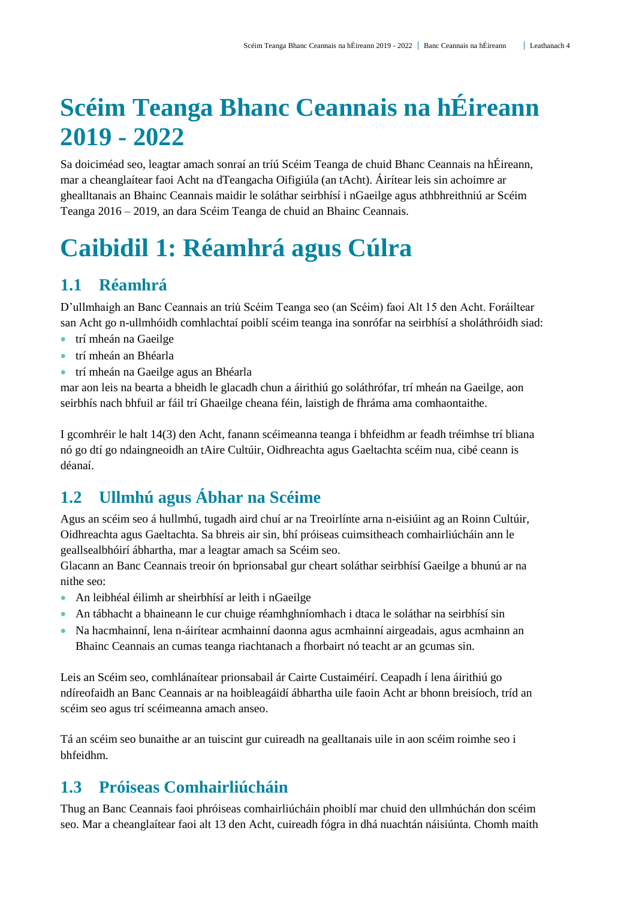# Scéim Teanga Bhanc Ceannais na hÉireann 2019 - 2022

Sa doiciméad seo, leagtar amach sonraí an tríú Scéim Teanga de chuid Bhanc Ceannais na hÉireann, mar a cheanglaítear faoi Acht na dTeangacha Oifigiúla (an tAcht). Áirítear leis sin achoimre ar ghealltanais an Bhainc Ceannais maidir le soláthar seirbhísí i nGaeilge agus athbhreithniú ar Scéim Teanga 2016 – 2019, an dara Scéim Teanga de chuid an Bhainc Ceannais.

# Caibidil 1: Réamhrá agus Cúlra

## 1.1 Réamhrá

D'ullmhaigh an Banc Ceannais an tríú Scéim Teanga seo (an Scéim) faoi Alt 15 den Acht. Foráiltear san Acht go n-ullmhóidh comhlachtaí poiblí scéim teanga ina sonrófar na seirbhísí a sholáthróidh siad:

- trí mheán na Gaeilge
- trí mheán an Bhéarla
- trí mheán na Gaeilge agus an Bhéarla

mar aon leis na bearta a bheidh le glacadh chun a áirithiú go soláthrófar, trí mheán na Gaeilge, aon seirbhís nach bhfuil ar fáil trí Ghaeilge cheana féin, laistigh de fhráma ama comhaontaithe.

I gcomhréir le halt 14(3) den Acht, fanann scéimeanna teanga i bhfeidhm ar feadh tréimhse trí bliana nó go dtí go ndaingneoidh an tAire Cultúir, Oidhreachta agus Gaeltachta scéim nua, cibé ceann is déanaí.

## 1.2 Ullmhú agus Ábhar na Scéime

Agus an scéim seo á hullmhú, tugadh aird chuí ar na Treoirlínte arna n-eisiúint ag an Roinn Cultúir, Oidhreachta agus Gaeltachta. Sa bhreis air sin, bhí próiseas cuimsitheach comhairliúcháin ann le geallsealbhóirí ábhartha, mar a leagtar amach sa Scéim seo.

Glacann an Banc Ceannais treoir ón bprionsabal gur cheart soláthar seirbhísí Gaeilge a bhunú ar na nithe seo:

- An leibhéal éilimh ar sheirbhísí ar leith i nGaeilge
- An tábhacht a bhaineann le cur chuige réamhghníomhach i dtaca le soláthar na seirbhísí sin
- Na hacmhainní, lena n-áirítear acmhainní daonna agus acmhainní airgeadais, agus acmhainn an Bhainc Ceannais an cumas teanga riachtanach a fhorbairt nó teacht ar an gcumas sin.

Leis an Scéim seo, comhlánaítear prionsabail ár Cairte Custaiméirí. Ceapadh í lena áirithiú go ndíreofaidh an Banc Ceannais ar na hoibleagáidí ábhartha uile faoin Acht ar bhonn breisíoch, tríd an scéim seo agus trí scéimeanna amach anseo.

Tá an scéim seo bunaithe ar an tuiscint gur cuireadh na gealltanais uile in aon scéim roimhe seo i bhfeidhm.

## 1.3 Próiseas Comhairliúcháin

Thug an Banc Ceannais faoi phróiseas comhairliúcháin phoiblí mar chuid den ullmhúchán don scéim seo. Mar a cheanglaítear faoi alt 13 den Acht, cuireadh fógra in dhá nuachtán náisiúnta. Chomh maith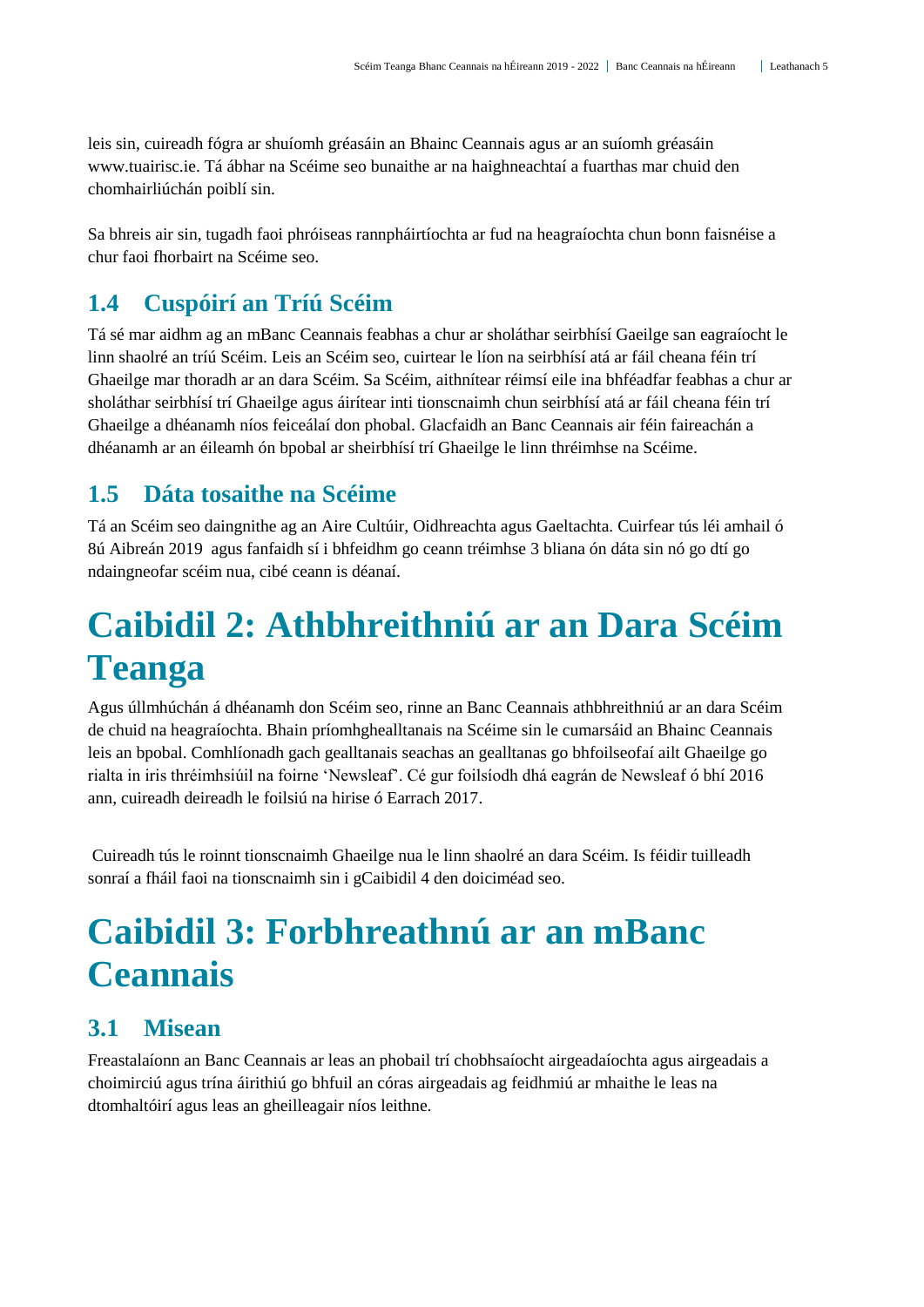leis sin, cuireadh fógra ar shuíomh gréasáin an Bhainc Ceannais agus ar an suíomh gréasáin www.tuairisc.ie. Tá ábhar na Scéime seo bunaithe ar na haighneachtaí a fuarthas mar chuid den chomhairliúchán poiblí sin.

Sa bhreis air sin, tugadh faoi phróiseas rannpháirtíochta ar fud na heagraíochta chun bonn faisnéise a chur faoi fhorbairt na Scéime seo.

## 1.4 Cuspóirí an Tríú Scéim

Tá sé mar aidhm ag an mBanc Ceannais feabhas a chur ar sholáthar seirbhísí Gaeilge san eagraíocht le linn shaolré an tríú Scéim. Leis an Scéim seo, cuirtear le líon na seirbhísí atá ar fáil cheana féin trí Ghaeilge mar thoradh ar an dara Scéim. Sa Scéim, aithnítear réimsí eile ina bhféadfar feabhas a chur ar sholáthar seirbhísí trí Ghaeilge agus áirítear inti tionscnaimh chun seirbhísí atá ar fáil cheana féin trí Ghaeilge a dhéanamh níos feiceálaí don phobal. Glacfaidh an Banc Ceannais air féin faireachán a dhéanamh ar an éileamh ón bpobal ar sheirbhísí trí Ghaeilge le linn thréimhse na Scéime.

## 1.5 Dáta tosaithe na Scéime

Tá an Scéim seo daingnithe ag an Aire Cultúir, Oidhreachta agus Gaeltachta. Cuirfear tús léi amhail ó 8ú Aibreán 2019 agus fanfaidh sí i bhfeidhm go ceann tréimhse 3 bliana ón dáta sin nó go dtí go ndaingneofar scéim nua, cibé ceann is déanaí.

# Caibidil 2: Athbhreithniú ar an Dara Scéim Teanga

Agus úllmhúchán á dhéanamh don Scéim seo, rinne an Banc Ceannais athbhreithniú ar an dara Scéim de chuid na heagraíochta. Bhain príomhghealltanais na Scéime sin le cumarsáid an Bhainc Ceannais leis an bpobal. Comhlíonadh gach gealltanais seachas an gealltanas go bhfoilseofaí ailt Ghaeilge go rialta in iris thréimhsiúil na foirne 'Newsleaf'. Cé gur foilsíodh dhá eagrán de Newsleaf ó bhí 2016 ann, cuireadh deireadh le foilsiú na hirise ó Earrach 2017.

Cuireadh tús le roinnt tionscnaimh Ghaeilge nua le linn shaolré an dara Scéim. Is féidir tuilleadh sonraí a fháil faoi na tionscnaimh sin i gCaibidil 4 den doiciméad seo.

# Caibidil 3: Forbhreathnú ar an mBanc Ceannais

## 3.1 Misean

Freastalaíonn an Banc Ceannais ar leas an phobail trí chobhsaíocht airgeadaíochta agus airgeadais a choimirciú agus trína áirithiú go bhfuil an córas airgeadais ag feidhmiú ar mhaithe le leas na dtomhaltóirí agus leas an gheilleagair níos leithne.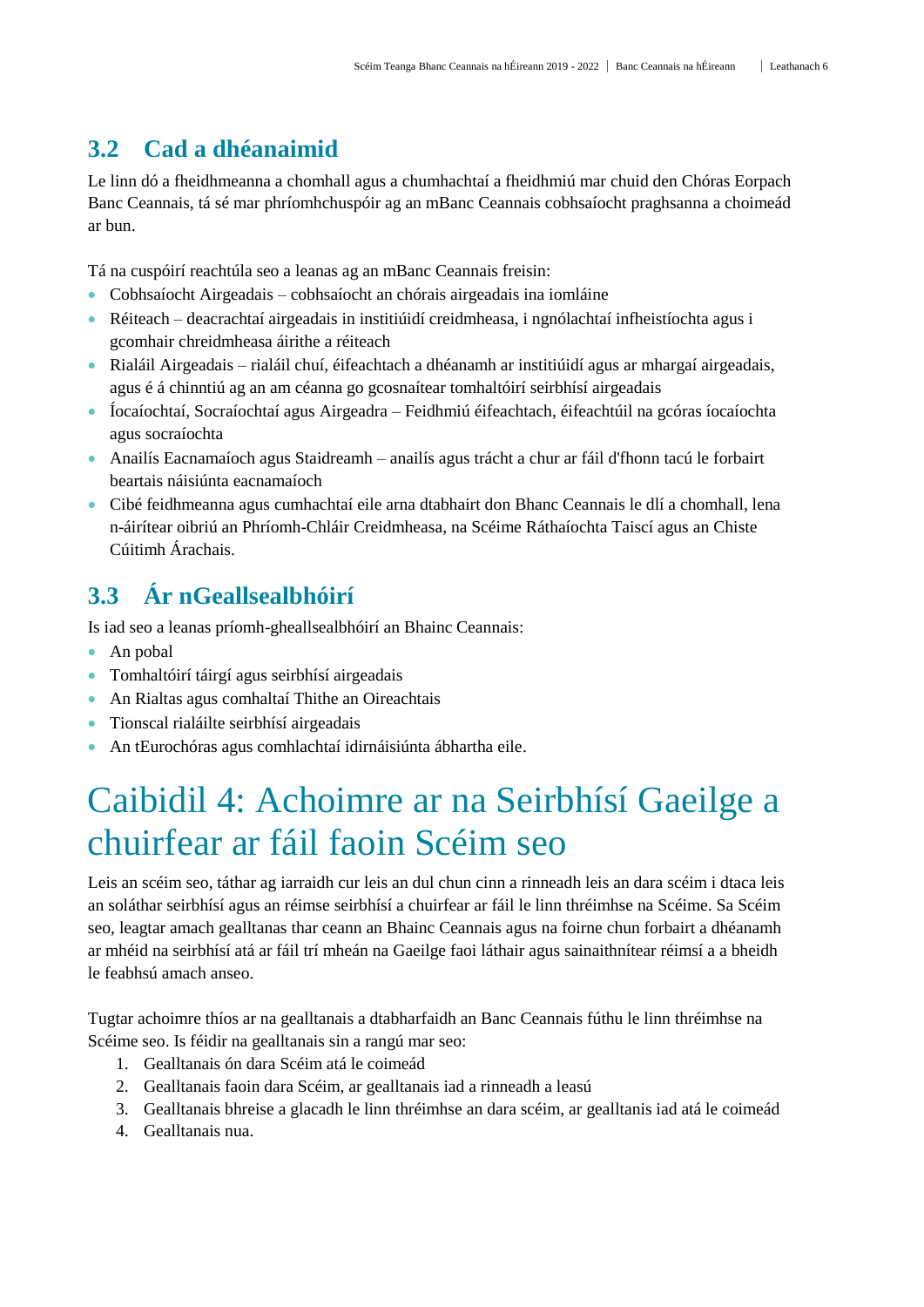## 3.2 Cad a dhéanaimid

Le linn dó a fheidhmeanna a chomhall agus a chumhachtaí a fheidhmiú mar chuid den Chóras Eorpach Banc Ceannais, tá sé mar phríomhchuspóir ag an mBanc Ceannais cobhsaíocht praghsanna a choimeád ar bun.

Tá na cuspóirí reachtúla seo a leanas ag an mBanc Ceannais freisin:

- Cobhsaíocht Airgeadais – cobhsaíocht an chórais airgeadais ina iomláine
- Réiteach – deacrachtaí airgeadais in institiúidí creidmheasa, i ngnólachtaí infheistíochta agus i gcomhair chreidmheasa áirithe a réiteach
- Rialáil Airgeadais – rialáil chuí, éifeachtach a dhéanamh ar institiúidí agus ar mhargaí airgeadais, agus é á chinntiú ag an am céanna go gcosnaítear tomhaltóirí seirbhísí airgeadais
- Íocaíochtaí, Socraíochtaí agus Airgeadra – Feidhmiú éifeachtach, éifeachtúil na gcóras íocaíochta agus socraíochta
- Anailís Eacnamaíoch agus Staidreamh – anailís agus trácht a chur ar fáil d'fhonn tacú le forbairt beartais náisiúnta eacnamaíoch
- Cibé feidhmeanna agus cumhachtaí eile arna dtabhairt don Bhanc Ceannais le dlí a chomhall, lena n-áirítear oibriú an Phríomh-Chláir Creidmheasa, na Scéime Ráthaíochta Taiscí agus an Chiste Cúitimh Árachais.

## 3.3 Ár nGeallsealbhóirí

Is iad seo a leanas príomh-gheallsealbhóirí an Bhainc Ceannais:

- An pobal
- Tomhaltóirí táirgí agus seirbhísí airgeadais
- An Rialtas agus comhaltaí Thithe an Oireachtais
- Tionscal rialáilte seirbhísí airgeadais
- An tEurochóras agus comhlachtaí idirnáisiúnta ábhartha eile.

# Caibidil 4: Achoimre ar na Seirbhísí Gaeilge a chuirfear ar fáil faoin Scéim seo

Leis an scéim seo, táthar ag iarraidh cur leis an dul chun cinn a rinneadh leis an dara scéim i dtaca leis an soláthar seirbhísí agus an réimse seirbhísí a chuirfear ar fáil le linn thréimhse na Scéime. Sa Scéim seo, leagtar amach gealltanas thar ceann an Bhainc Ceannais agus na foirne chun forbairt a dhéanamh ar mhéid na seirbhísí atá ar fáil trí mheán na Gaeilge faoi láthair agus sainaithnítear réimsí a a bheidh le feabhsú amach anseo.

Tugtar achoimre thíos ar na gealltanais a dtabharfaidh an Banc Ceannais fúthu le linn thréimhse na Scéime seo. Is féidir na gealltanais sin a rangú mar seo:

1. Gealltanais ón dara Scéim atá le coimeád
2. Gealltanais faoin dara Scéim, ar gealltanais iad a rinneadh a leasú
3. Gealltanais bhreise a glacadh le linn thréimhse an dara scéim, ar gealltanis iad atá le coimeád
4. Gealltanais nua.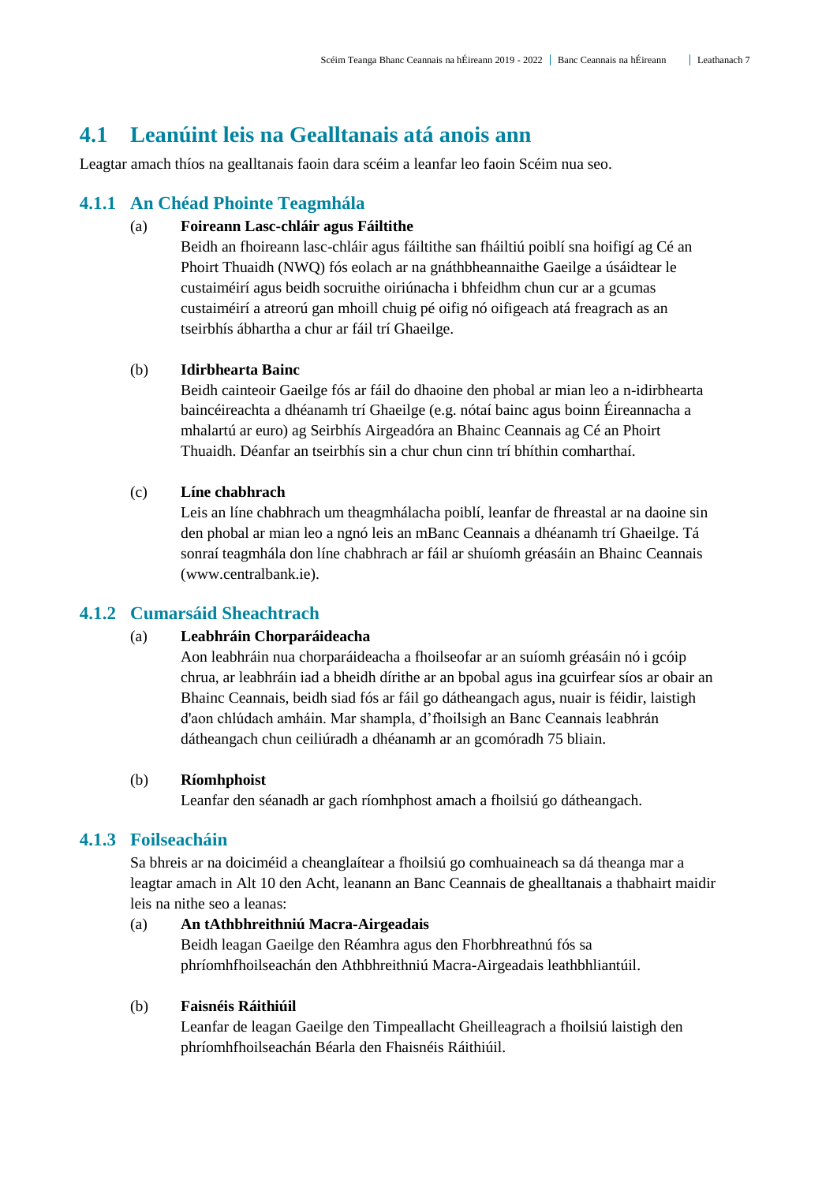## 4.1 Leanúint leis na Gealltanais atá anois ann

Leagtar amach thíos na gealltanais faoin dara scéim a leanfar leo faoin Scéim nua seo.

### 4.1.1 An Chéad Phointe Teagmhála

(a) **Foireann Lasc-chláir agus Fáiltithe**

Beidh an fhoireann lasc-chláir agus fáiltithe san fháiltiú poiblí sna hoifigí ag Cé an Phoirt Thuaidh (NWQ) fós eolach ar na gnáthbheannaithe Gaeilge a úsáidtear le custaiméirí agus beidh socruithe oiriúnacha i bhfeidhm chun cur ar a gcumas custaiméirí a atreorú gan mhoill chuig pé oifig nó oifigeach atá freagrach as an tseirbhís ábhartha a chur ar fáil trí Ghaeilge.

(b) **Idirbhearta Bainc**

Beidh cainteoir Gaeilge fós ar fáil do dhaoine den phobal ar mian leo a n-idirbhearta baincéireachta a dhéanamh trí Ghaeilge (e.g. nótaí bainc agus boinn Éireannacha a mhalartú ar euro) ag Seirbhís Airgeadóra an Bhainc Ceannais ag Cé an Phoirt Thuaidh. Déanfar an tseirbhís sin a chur chun cinn trí bhíthin comharthaí.

(c) **Líne chabhrach**

Leis an líne chabhrach um theagmhálacha poiblí, leanfar de fhreastal ar na daoine sin den phobal ar mian leo a ngnó leis an mBanc Ceannais a dhéanamh trí Ghaeilge. Tá sonraí teagmhála don líne chabhrach ar fáil ar shuíomh gréasáin an Bhainc Ceannais (www.centralbank.ie).

### 4.1.2 Cumarsáid Sheachtrach

(a) **Leabhráin Chorparáideacha**

Aon leabhráin nua chorparáideacha a fhoilseofar ar an suíomh gréasáin nó i gcóip chrua, ar leabhráin iad a bheidh dírithe ar an bpobal agus ina gcuirfear síos ar obair an Bhainc Ceannais, beidh siad fós ar fáil go dátheangach agus, nuair is féidir, laistigh d'aon chlúdach amháin. Mar shampla, d'fhoilsigh an Banc Ceannais leabhrán dátheangach chun ceiliúradh a dhéanamh ar an gcomóradh 75 bliain.

(b) **Ríomhphoist**

Leanfar den séanadh ar gach ríomhphost amach a fhoilsiú go dátheangach.

### 4.1.3 Foilseacháin

Sa bhreis ar na doiciméid a cheanglaítear a fhoilsiú go comhuaineach sa dá theanga mar a leagtar amach in Alt 10 den Acht, leanann an Banc Ceannais de ghealltanais a thabhairt maidir leis na nithe seo a leanas:

(a) **An tAthbhreithniú Macra-Airgeadais**

Beidh leagan Gaeilge den Réamhra agus den Fhorbhreathnú fós sa phríomhfhoilseachán den Athbhreithniú Macra-Airgeadais leathbhliantúil.

(b) **Faisnéis Ráithiúil**

Leanfar de leagan Gaeilge den Timpeallacht Gheilleagrach a fhoilsiú laistigh den phríomhfhoilseachán Béarla den Fhaisnéis Ráithiúil.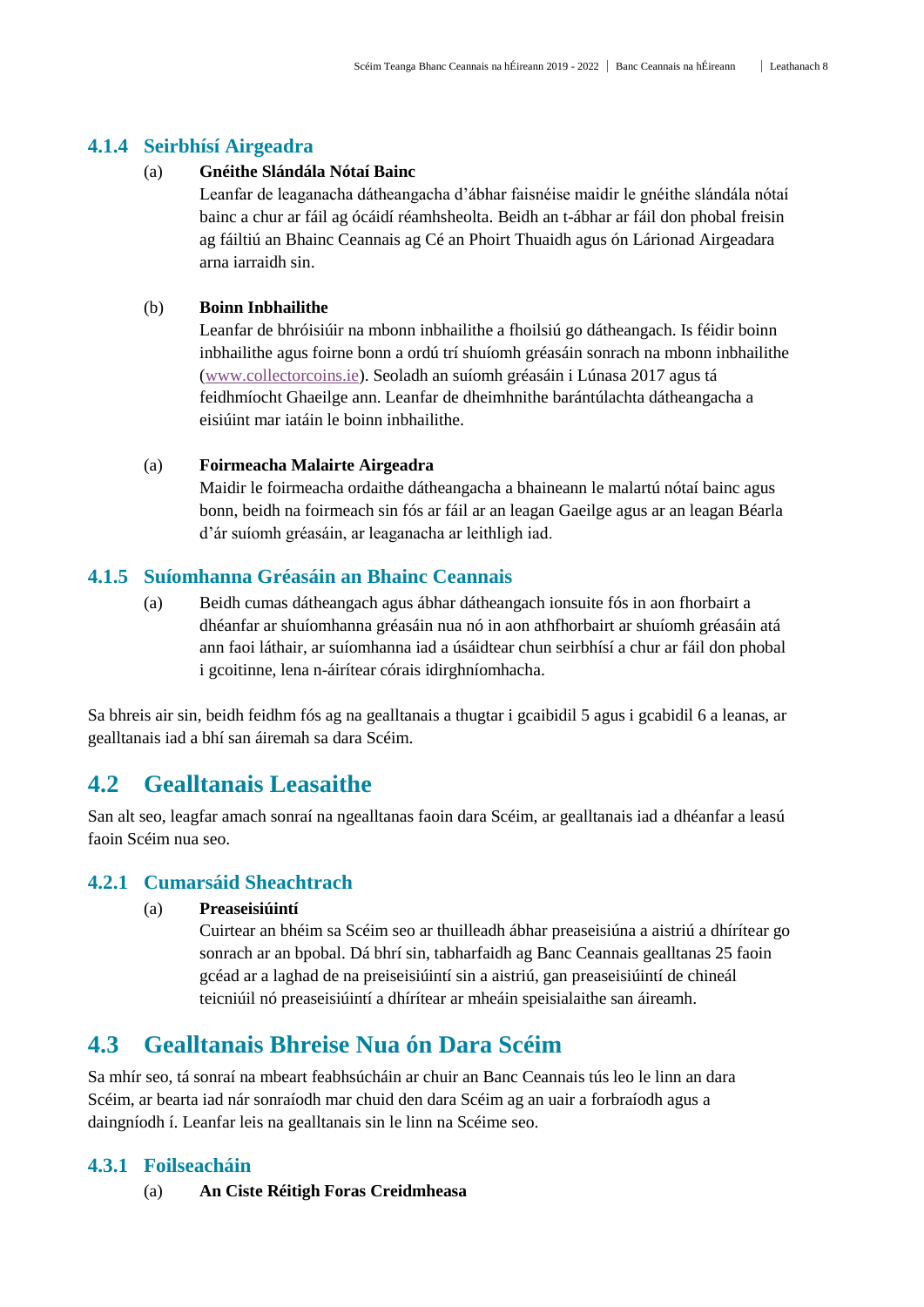### 4.1.4 Seirbhísí Airgeadra

(a) **Gnéithe Slándála Nótaí Bainc**
Leanfar de leaganacha dátheangacha d'ábhar faisnéise maidir le gnéithe slándála nótaí bainc a chur ar fáil ag ócáidí réamhsheolta. Beidh an t-ábhar ar fáil don phobal freisin ag fáiltiú an Bhainc Ceannais ag Cé an Phoirt Thuaidh agus ón Lárionad Airgeadara arna iarraidh sin.

(b) **Boinn Inbhailithe**
Leanfar de bhróisiúir na mbonn inbhailithe a fhoilsiú go dátheangach. Is féidir boinn inbhailithe agus foirne bonn a ordú trí shuíomh gréasáin sonrach na mbonn inbhailithe (www.collectorcoins.ie). Seoladh an suíomh gréasáin i Lúnasa 2017 agus tá feidhmíocht Ghaeilge ann. Leanfar de dheimhnithe barántúlachta dátheangacha a eisiúint mar iatáin le boinn inbhailithe.

(a) **Foirmeacha Malairte Airgeadra**
Maidir le foirmeacha ordaithe dátheangacha a bhaineann le malartú nótaí bainc agus bonn, beidh na foirmeach sin fós ar fáil ar an leagan Gaeilge agus ar an leagan Béarla d'ár suíomh gréasáin, ar leaganacha ar leithligh iad.

### 4.1.5 Suíomhanna Gréasáin an Bhainc Ceannais

(a) Beidh cumas dátheangach agus ábhar dátheangach ionsuite fós in aon fhorbairt a dhéanfar ar shuíomhanna gréasáin nua nó in aon athfhorbairt ar shuíomh gréasáin atá ann faoi láthair, ar suíomhanna iad a úsáidtear chun seirbhísí a chur ar fáil don phobal i gcoitinne, lena n-áirítear córais idirghníomhacha.

Sa bhreis air sin, beidh feidhm fós ag na gealltanais a thugtar i gcaibidil 5 agus i gcabidil 6 a leanas, ar gealltanais iad a bhí san áiremah sa dara Scéim.

## 4.2 Gealltanais Leasaithe

San alt seo, leagfar amach sonraí na ngealltanas faoin dara Scéim, ar gealltanais iad a dhéanfar a leasú faoin Scéim nua seo.

### 4.2.1 Cumarsáid Sheachtrach

(a) **Preaseisiúintí**
Cuirtear an bhéim sa Scéim seo ar thuilleadh ábhar preaseisiúna a aistriú a dhírítear go sonrach ar an bpobal. Dá bhrí sin, tabharfaidh ag Banc Ceannais gealltanas 25 faoin gcéad ar a laghad de na preiseisiúintí sin a aistriú, gan preaseisiúintí de chineál teicniúil nó preaseisiúintí a dhírítear ar mheáin speisialaithe san áireamh.

## 4.3 Gealltanais Bhreise Nua ón Dara Scéim

Sa mhír seo, tá sonraí na mbeart feabhsúcháin ar chuir an Banc Ceannais tús leo le linn an dara Scéim, ar bearta iad nár sonraíodh mar chuid den dara Scéim ag an uair a forbraíodh agus a daingníodh í. Leanfar leis na gealltanais sin le linn na Scéime seo.

### 4.3.1 Foilseacháin

(a) **An Ciste Réitigh Foras Creidmheasa**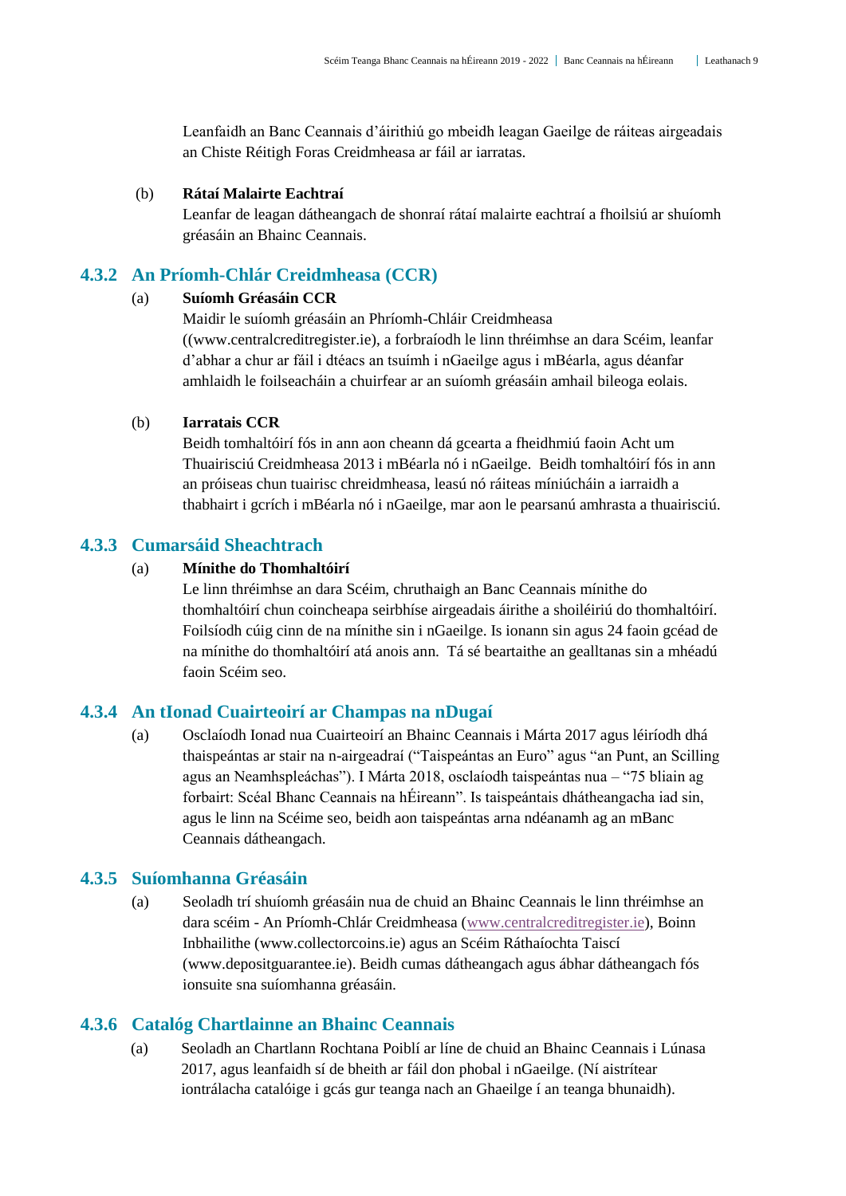Leanfaidh an Banc Ceannais d'áirithiú go mbeidh leagan Gaeilge de ráiteas airgeadais an Chiste Réitigh Foras Creidmheasa ar fáil ar iarratas.

(b) **Rátaí Malairte Eachtraí**
Leanfar de leagan dátheangach de shonraí rátaí malairte eachtraí a fhoilsiú ar shuíomh gréasáin an Bhainc Ceannais.

### 4.3.2 An Príomh-Chlár Creidmheasa (CCR)

(a) **Suíomh Gréasáin CCR**
Maidir le suíomh gréasáin an Phríomh-Chláir Creidmheasa ((www.centralcreditregister.ie), a forbraíodh le linn thréimhse an dara Scéim, leanfar d'abhar a chur ar fáil i dtéacs an tsuímh i nGaeilge agus i mBéarla, agus déanfar amhlaidh le foilseacháin a chuirfear ar an suíomh gréasáin amhail bileoga eolais.

(b) **Iarratais CCR**
Beidh tomhaltóirí fós in ann aon cheann dá gcearta a fheidhmiú faoin Acht um Thuairisciú Creidmheasa 2013 i mBéarla nó i nGaeilge. Beidh tomhaltóirí fós in ann an próiseas chun tuairisc chreidmheasa, leasú nó ráiteas míniúcháin a iarraidh a thabhairt i gcrích i mBéarla nó i nGaeilge, mar aon le pearsanú amhrasta a thuairisciú.

### 4.3.3 Cumarsáid Sheachtrach

(a) **Mínithe do Thomhaltóirí**
Le linn thréimhse an dara Scéim, chruthaigh an Banc Ceannais mínithe do thomhaltóirí chun coincheapa seirbhíse airgeadais áirithe a shoiléiriú do thomhaltóirí. Foilsíodh cúig cinn de na mínithe sin i nGaeilge. Is ionann sin agus 24 faoin gcéad de na mínithe do thomhaltóirí atá anois ann. Tá sé beartaithe an gealltanas sin a mhéadú faoin Scéim seo.

### 4.3.4 An tIonad Cuairteoirí ar Champas na nDugaí

(a) Osclaíodh Ionad nua Cuairteoirí an Bhainc Ceannais i Márta 2017 agus léiríodh dhá thaispeántas ar stair na n-airgeadraí ("Taispeántas an Euro" agus "an Punt, an Scilling agus an Neamhspleáchas"). I Márta 2018, osclaíodh taispeántas nua – "75 bliain ag forbairt: Scéal Bhanc Ceannais na hÉireann". Is taispeántais dhátheangacha iad sin, agus le linn na Scéime seo, beidh aon taispeántas arna ndéanamh ag an mBanc Ceannais dátheangach.

### 4.3.5 Suíomhanna Gréasáin

(a) Seoladh trí shuíomh gréasáin nua de chuid an Bhainc Ceannais le linn thréimhse an dara scéim - An Príomh-Chlár Creidmheasa (www.centralcreditregister.ie), Boinn Inbhailithe (www.collectorcoins.ie) agus an Scéim Ráthaíochta Taiscí (www.depositguarantee.ie). Beidh cumas dátheangach agus ábhar dátheangach fós ionsuite sna suíomhanna gréasáin.

### 4.3.6 Catalóg Chartlainne an Bhainc Ceannais

(a) Seoladh an Chartlann Rochtana Poiblí ar líne de chuid an Bhainc Ceannais i Lúnasa 2017, agus leanfaidh sí de bheith ar fáil don phobal i nGaeilge. (Ní aistrítear iontrálacha catalóige i gcás gur teanga nach an Ghaeilge í an teanga bhunaidh).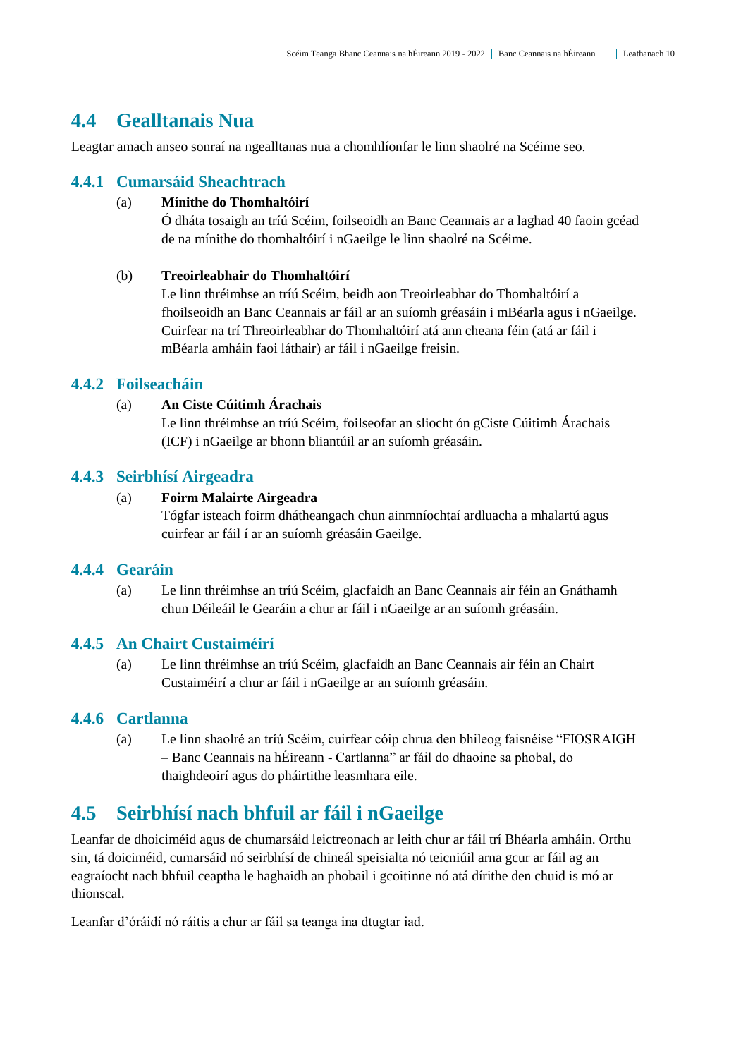## 4.4 Gealltanais Nua

Leagtar amach anseo sonraí na ngealltanas nua a chomhlíonfar le linn shaolré na Scéime seo.

### 4.4.1 Cumarsáid Sheachtrach

(a) **Mínithe do Thomhaltóirí**
Ó dháta tosaigh an tríú Scéim, foilseoidh an Banc Ceannais ar a laghad 40 faoin gcéad de na mínithe do thomhaltóirí i nGaeilge le linn shaolré na Scéime.

(b) **Treoirleabhair do Thomhaltóirí**
Le linn thréimhse an tríú Scéim, beidh aon Treoirleabhar do Thomhaltóirí a fhoilseoidh an Banc Ceannais ar fáil ar an suíomh gréasáin i mBéarla agus i nGaeilge. Cuirfear na trí Threoirleabhar do Thomhaltóirí atá ann cheana féin (atá ar fáil i mBéarla amháin faoi láthair) ar fáil i nGaeilge freisin.

### 4.4.2 Foilseacháin

(a) **An Ciste Cúitimh Árachais**
Le linn thréimhse an tríú Scéim, foilseofar an sliocht ón gCiste Cúitimh Árachais (ICF) i nGaeilge ar bhonn bliantúil ar an suíomh gréasáin.

### 4.4.3 Seirbhísí Airgeadra

(a) **Foirm Malairte Airgeadra**
Tógfar isteach foirm dhátheangach chun ainmníochtaí ardluacha a mhalartú agus cuirfear ar fáil í ar an suíomh gréasáin Gaeilge.

### 4.4.4 Gearáin

(a) Le linn thréimhse an tríú Scéim, glacfaidh an Banc Ceannais air féin an Gnáthamh chun Déileáil le Gearáin a chur ar fáil i nGaeilge ar an suíomh gréasáin.

### 4.4.5 An Chairt Custaiméirí

(a) Le linn thréimhse an tríú Scéim, glacfaidh an Banc Ceannais air féin an Chairt Custaiméirí a chur ar fáil i nGaeilge ar an suíomh gréasáin.

### 4.4.6 Cartlanna

(a) Le linn shaolré an tríú Scéim, cuirfear cóip chrua den bhileog faisnéise "FIOSRAIGH – Banc Ceannais na hÉireann - Cartlanna" ar fáil do dhaoine sa phobal, do thaighdeoirí agus do pháirtithe leasmhara eile.

## 4.5 Seirbhísí nach bhfuil ar fáil i nGaeilge

Leanfar de dhoiciméid agus de chumarsáid leictreonach ar leith chur ar fáil trí Bhéarla amháin. Orthu sin, tá doiciméid, cumarsáid nó seirbhísí de chineál speisialta nó teicniúil arna gcur ar fáil ag an eagraíocht nach bhfuil ceaptha le haghaidh an phobail i gcoitinne nó atá dírithe den chuid is mó ar thionscal.

Leanfar d'óráidí nó ráitis a chur ar fáil sa teanga ina dtugtar iad.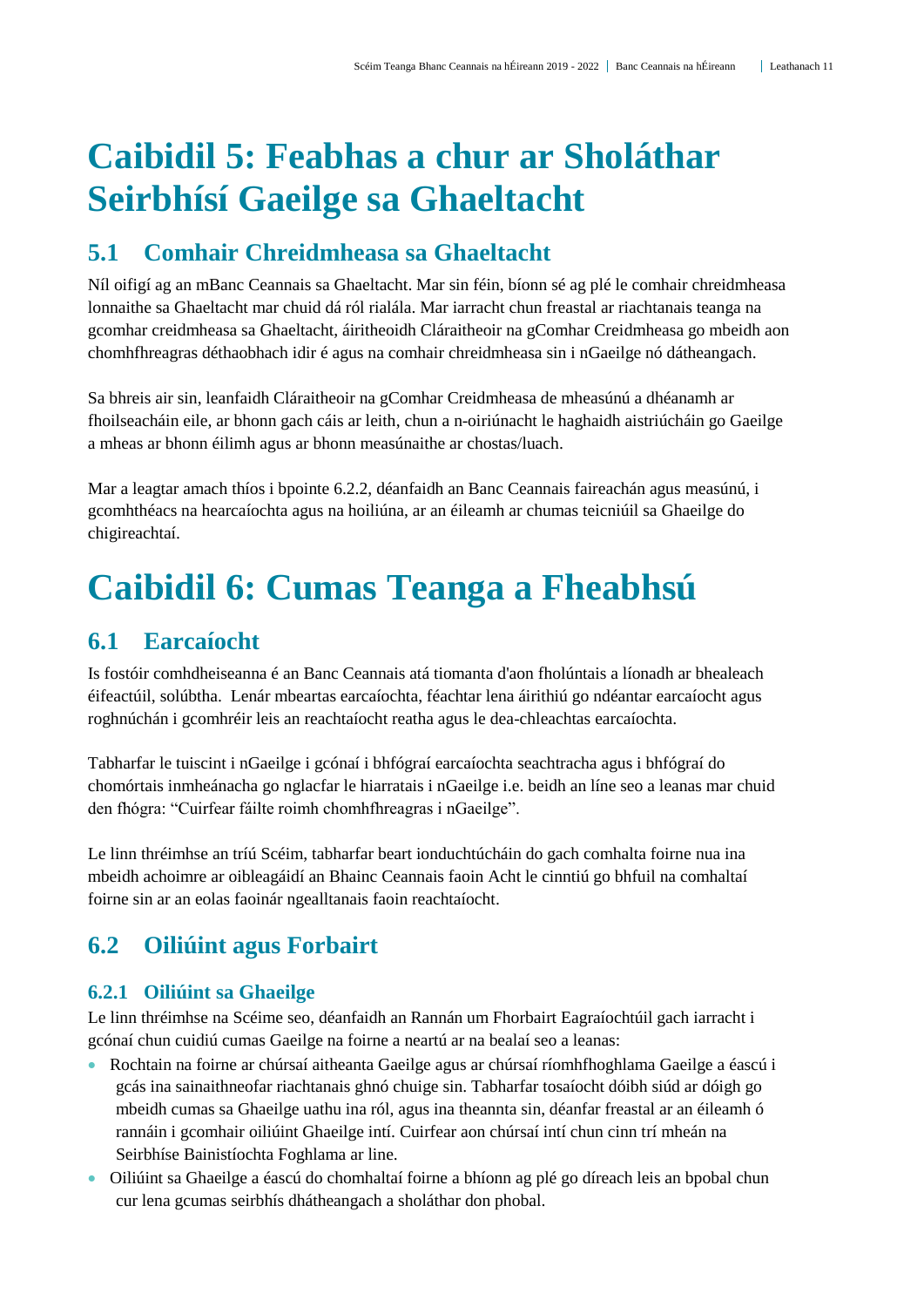# Caibidil 5: Feabhas a chur ar Sholáthar Seirbhísí Gaeilge sa Ghaeltacht

## 5.1 Comhair Chreidmheasa sa Ghaeltacht

Níl oifigí ag an mBanc Ceannais sa Ghaeltacht. Mar sin féin, bíonn sé ag plé le comhair chreidmheasa lonnaithe sa Ghaeltacht mar chuid dá ról rialála. Mar iarracht chun freastal ar riachtanais teanga na gcomhar creidmheasa sa Ghaeltacht, áiritheoidh Cláraitheoir na gComhar Creidmheasa go mbeidh aon chomhfhreagras déthaobhach idir é agus na comhair chreidmheasa sin i nGaeilge nó dátheangach.

Sa bhreis air sin, leanfaidh Cláraitheoir na gComhar Creidmheasa de mheasúnú a dhéanamh ar fhoilseacháin eile, ar bhonn gach cáis ar leith, chun a n-oiriúnacht le haghaidh aistriúcháin go Gaeilge a mheas ar bhonn éilimh agus ar bhonn measúnaithe ar chostas/luach.

Mar a leagtar amach thíos i bpointe 6.2.2, déanfaidh an Banc Ceannais faireachán agus measúnú, i gcomhthéacs na hearcaíochta agus na hoiliúna, ar an éileamh ar chumas teicniúil sa Ghaeilge do chigireachtaí.

# Caibidil 6: Cumas Teanga a Fheabhsú

## 6.1 Earcaíocht

Is fostóir comhdheiseanna é an Banc Ceannais atá tiomanta d'aon fholúntais a líonadh ar bhealeach éifeactúil, solúbtha. Lenár mbeartas earcaíochta, féachtar lena áirithiú go ndéantar earcaíocht agus roghnúchán i gcomhréir leis an reachtaíocht reatha agus le dea-chleachtas earcaíochta.

Tabharfar le tuiscint i nGaeilge i gcónaí i bhfógraí earcaíochta seachtracha agus i bhfógraí do chomórtais inmheánacha go nglacfar le hiarratais i nGaeilge i.e. beidh an líne seo a leanas mar chuid den fhógra: "Cuirfear fáilte roimh chomhfhreagras i nGaeilge".

Le linn thréimhse an tríú Scéim, tabharfar beart ionduchtúcháin do gach comhalta foirne nua ina mbeidh achoimre ar oibleagáidí an Bhainc Ceannais faoin Acht le cinntiú go bhfuil na comhaltaí foirne sin ar an eolas faoinár ngealltanais faoin reachtaíocht.

## 6.2 Oiliúint agus Forbairt

### 6.2.1 Oiliúint sa Ghaeilge

Le linn thréimhse na Scéime seo, déanfaidh an Rannán um Fhorbairt Eagraíochtúil gach iarracht i gcónaí chun cuidiú cumas Gaeilge na foirne a neartú ar na bealaí seo a leanas:

- Rochtain na foirne ar chúrsaí aitheanta Gaeilge agus ar chúrsaí ríomhfhoghlama Gaeilge a éascú i gcás ina sainaithneofar riachtanais ghnó chuige sin. Tabharfar tosaíocht dóibh siúd ar dóigh go mbeidh cumas sa Ghaeilge uathu ina ról, agus ina theannta sin, déanfar freastal ar an éileamh ó rannáin i gcomhair oiliúint Ghaeilge intí. Cuirfear aon chúrsaí intí chun cinn trí mheán na Seirbhíse Bainistíochta Foghlama ar line.
- Oiliúint sa Ghaeilge a éascú do chomhaltaí foirne a bhíonn ag plé go díreach leis an bpobal chun cur lena gcumas seirbhís dhátheangach a sholáthar don phobal.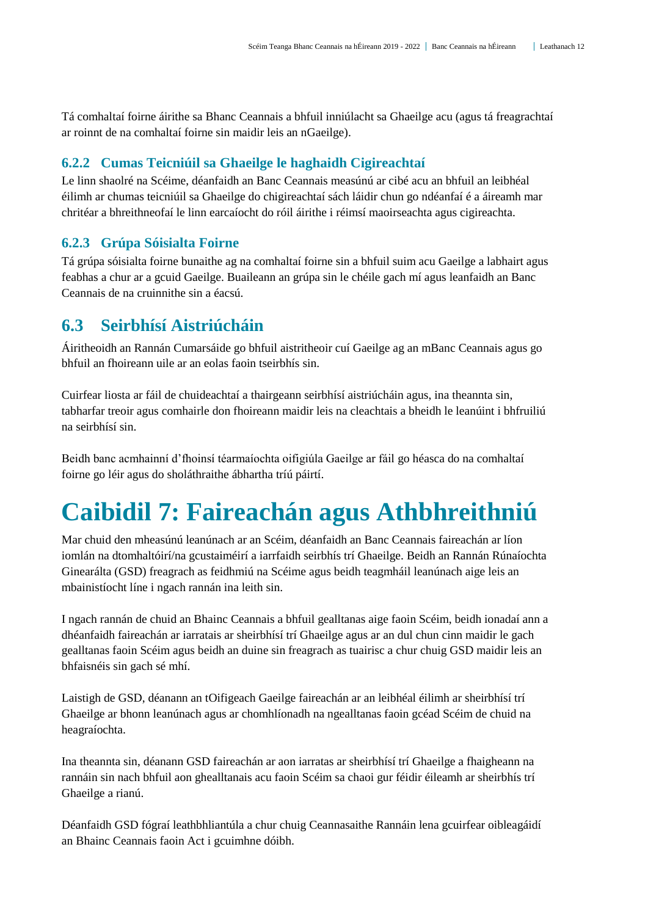Tá comhaltaí foirne áirithe sa Bhanc Ceannais a bhfuil inniúlacht sa Ghaeilge acu (agus tá freagrachtaí ar roinnt de na comhaltaí foirne sin maidir leis an nGaeilge).

### 6.2.2 Cumas Teicniúil sa Ghaeilge le haghaidh Cigireachtaí

Le linn shaolré na Scéime, déanfaidh an Banc Ceannais measúnú ar cibé acu an bhfuil an leibhéal éilimh ar chumas teicniúil sa Ghaeilge do chigireachtaí sách láidir chun go ndéanfaí é a áireamh mar chritéar a bhreithneofaí le linn earcaíocht do róil áirithe i réimsí maoirseachta agus cigireachta.

### 6.2.3 Grúpa Sóisialta Foirne

Tá grúpa sóisialta foirne bunaithe ag na comhaltaí foirne sin a bhfuil suim acu Gaeilge a labhairt agus feabhas a chur ar a gcuid Gaeilge. Buaileann an grúpa sin le chéile gach mí agus leanfaidh an Banc Ceannais de na cruinnithe sin a éacsú.

## 6.3 Seirbhísí Aistriúcháin

Áiritheoidh an Rannán Cumarsáide go bhfuil aistritheoir cuí Gaeilge ag an mBanc Ceannais agus go bhfuil an fhoireann uile ar an eolas faoin tseirbhís sin.

Cuirfear liosta ar fáil de chuideachtaí a thairgeann seirbhísí aistriúcháin agus, ina theannta sin, tabharfar treoir agus comhairle don fhoireann maidir leis na cleachtais a bheidh le leanúint i bhfruiliú na seirbhísí sin.

Beidh banc acmhainní d'fhoinsí téarmaíochta oifigiúla Gaeilge ar fáil go héasca do na comhaltaí foirne go léir agus do sholáthraithe ábhartha tríú páirtí.

# Caibidil 7: Faireachán agus Athbhreithniú

Mar chuid den mheasúnú leanúnach ar an Scéim, déanfaidh an Banc Ceannais faireachán ar líon iomlán na dtomhaltóirí/na gcustaiméirí a iarrfaidh seirbhís trí Ghaeilge. Beidh an Rannán Rúnaíochta Ginearálta (GSD) freagrach as feidhmiú na Scéime agus beidh teagmháil leanúnach aige leis an mbainistíocht líne i ngach rannán ina leith sin.

I ngach rannán de chuid an Bhainc Ceannais a bhfuil gealltanas aige faoin Scéim, beidh ionadaí ann a dhéanfaidh faireachán ar iarratais ar sheirbhísí trí Ghaeilge agus ar an dul chun cinn maidir le gach gealltanas faoin Scéim agus beidh an duine sin freagrach as tuairisc a chur chuig GSD maidir leis an bhfaisnéis sin gach sé mhí.

Laistigh de GSD, déanann an tOifigeach Gaeilge faireachán ar an leibhéal éilimh ar sheirbhísí trí Ghaeilge ar bhonn leanúnach agus ar chomhlíonadh na ngealltanas faoin gcéad Scéim de chuid na heagraíochta.

Ina theannta sin, déanann GSD faireachán ar aon iarratas ar sheirbhísí trí Ghaeilge a fhaigheann na rannáin sin nach bhfuil aon ghealltanais acu faoin Scéim sa chaoi gur féidir éileamh ar sheirbhís trí Ghaeilge a rianú.

Déanfaidh GSD fógraí leathbhliantúla a chur chuig Ceannasaithe Rannáin lena gcuirfear oibleagáidí an Bhainc Ceannais faoin Act i gcuimhne dóibh.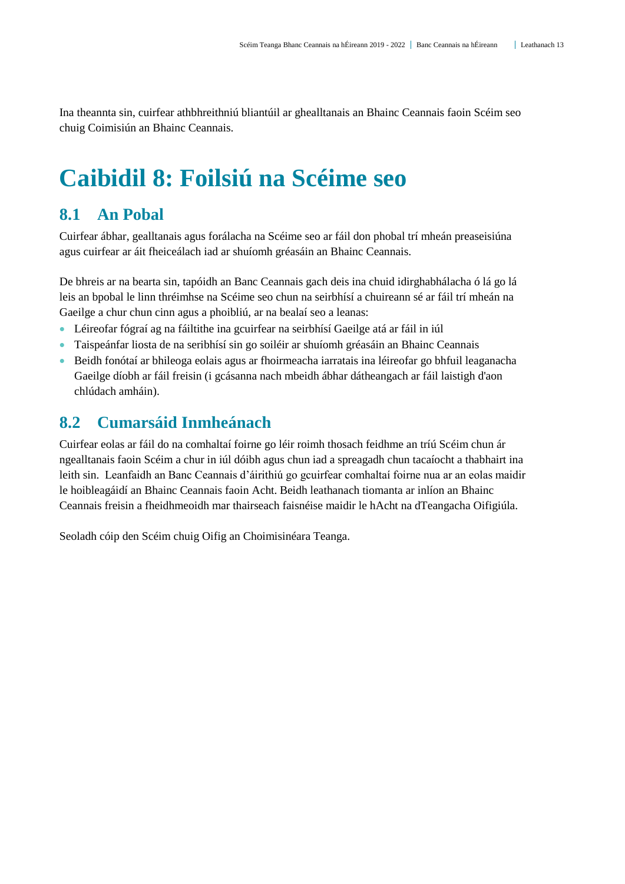Ina theannta sin, cuirfear athbhreithniú bliantúil ar ghealltanais an Bhainc Ceannais faoin Scéim seo chuig Coimisiún an Bhainc Ceannais.

# Caibidil 8: Foilsiú na Scéime seo

## 8.1 An Pobal

Cuirfear ábhar, gealltanais agus forálacha na Scéime seo ar fáil don phobal trí mheán preaseisiúna agus cuirfear ar áit fheiceálach iad ar shuíomh gréasáin an Bhainc Ceannais.

De bhreis ar na bearta sin, tapóidh an Banc Ceannais gach deis ina chuid idirghabhálacha ó lá go lá leis an bpobal le linn thréimhse na Scéime seo chun na seirbhísí a chuireann sé ar fáil trí mheán na Gaeilge a chur chun cinn agus a phoibliú, ar na bealaí seo a leanas:

- Léireofar fógraí ag na fáiltithe ina gcuirfear na seirbhísí Gaeilge atá ar fáil in iúl
- Taispeánfar liosta de na seribhísí sin go soiléir ar shuíomh gréasáin an Bhainc Ceannais
- Beidh fonótaí ar bhileoga eolais agus ar fhoirmeacha iarratais ina léireofar go bhfuil leaganacha Gaeilge díobh ar fáil freisin (i gcásanna nach mbeidh ábhar dátheangach ar fáil laistigh d'aon chlúdach amháin).

## 8.2 Cumarsáid Inmheánach

Cuirfear eolas ar fáil do na comhaltaí foirne go léir roimh thosach feidhme an tríú Scéim chun ár ngealltanais faoin Scéim a chur in iúl dóibh agus chun iad a spreagadh chun tacaíocht a thabhairt ina leith sin. Leanfaidh an Banc Ceannais d'áirithiú go gcuirfear comhaltaí foirne nua ar an eolas maidir le hoibleagáidí an Bhainc Ceannais faoin Acht. Beidh leathanach tiomanta ar inlíon an Bhainc Ceannais freisin a fheidhmeoidh mar thairseach faisnéise maidir le hAcht na dTeangacha Oifigiúla.

Seoladh cóip den Scéim chuig Oifig an Choimisinéara Teanga.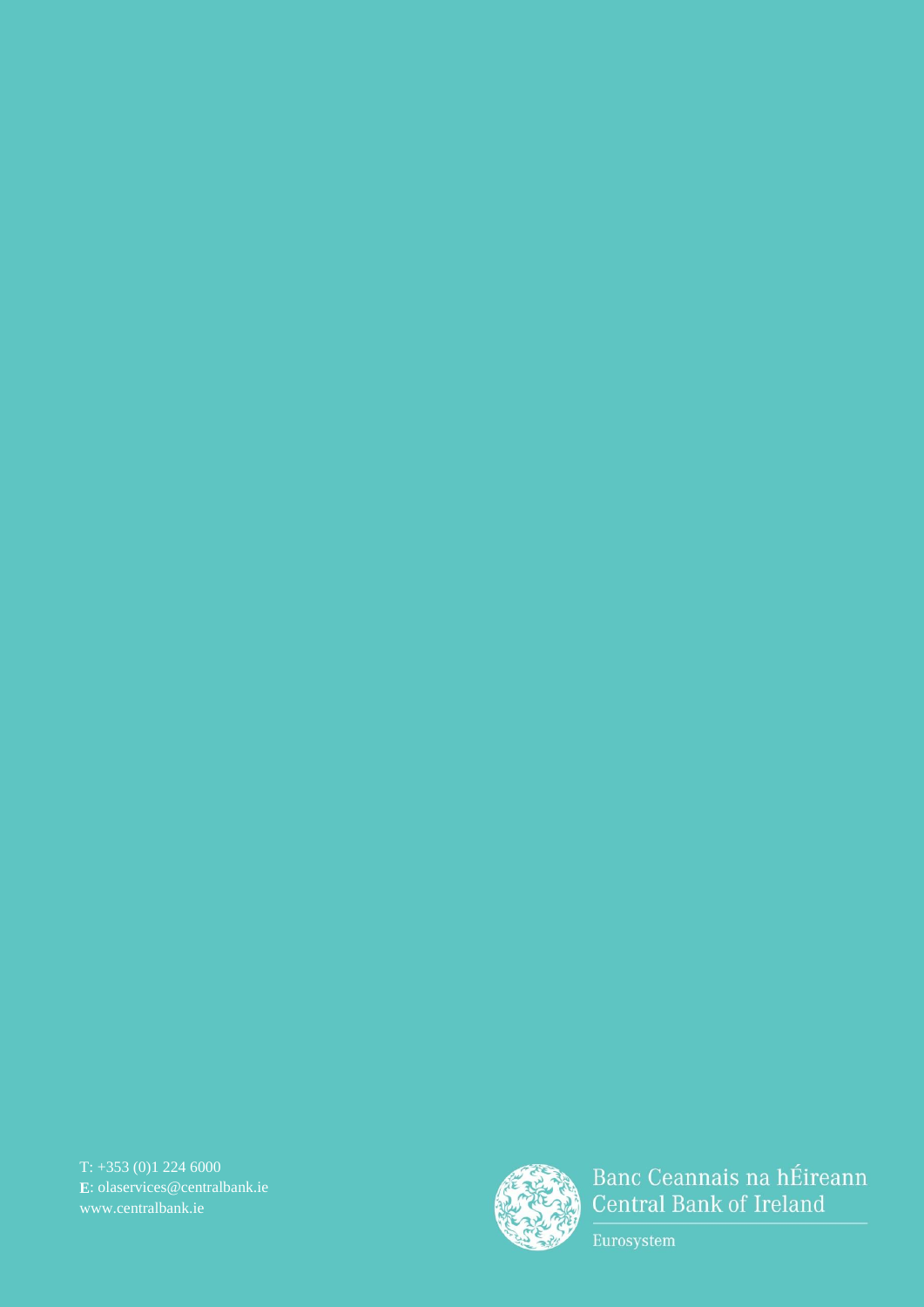T: +353 (0)1 224 6000
**E**: olaservices@centralbank.ie
www.centralbank.ie

Banc Ceannais na hÉireann
Central Bank of Ireland

Eurosystem